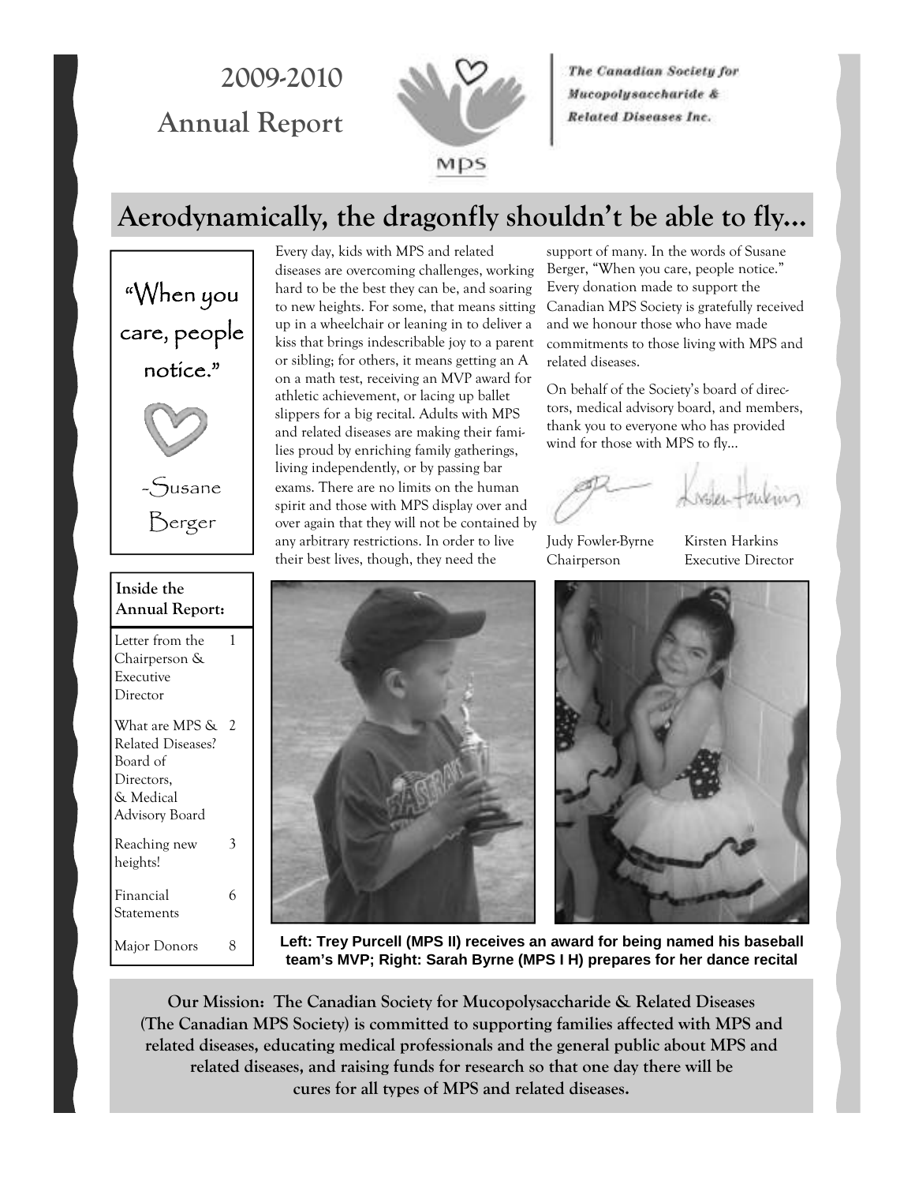# 2009-2010 Annual Report

**The Canadian Society for Mucopolysaccharide & Related Diseases Inc.**

## Aerodynamically, the dragonfly shouldn't be able to fly...

"When you care, people notice."

-Susane Berger

**Inside the Annual Report:**

| | |
|---|---|
| Letter from the Chairperson & Executive Director | 1 |
| What are MPS & Related Diseases? Board of Directors, & Medical Advisory Board | 2 |
| Reaching new heights! | 3 |
| Financial Statements | 6 |
| Major Donors | 8 |

Every day, kids with MPS and related diseases are overcoming challenges, working hard to be the best they can be, and soaring to new heights. For some, that means sitting up in a wheelchair or leaning in to deliver a kiss that brings indescribable joy to a parent or sibling; for others, it means getting an A on a math test, receiving an MVP award for athletic achievement, or lacing up ballet slippers for a big recital. Adults with MPS and related diseases are making their families proud by enriching family gatherings, living independently, or by passing bar exams. There are no limits on the human spirit and those with MPS display over and over again that they will not be contained by any arbitrary restrictions. In order to live their best lives, though, they need the support of many. In the words of Susane Berger, "When you care, people notice." Every donation made to support the Canadian MPS Society is gratefully received and we honour those who have made commitments to those living with MPS and related diseases.

On behalf of the Society's board of directors, medical advisory board, and members, thank you to everyone who has provided wind for those with MPS to fly...

Judy Fowler-Byrne
Chairperson

Kirsten Harkins
Executive Director

**Left: Trey Purcell (MPS II) receives an award for being named his baseball team's MVP; Right: Sarah Byrne (MPS I H) prepares for her dance recital**

**Our Mission: The Canadian Society for Mucopolysaccharide & Related Diseases (The Canadian MPS Society) is committed to supporting families affected with MPS and related diseases, educating medical professionals and the general public about MPS and related diseases, and raising funds for research so that one day there will be cures for all types of MPS and related diseases.**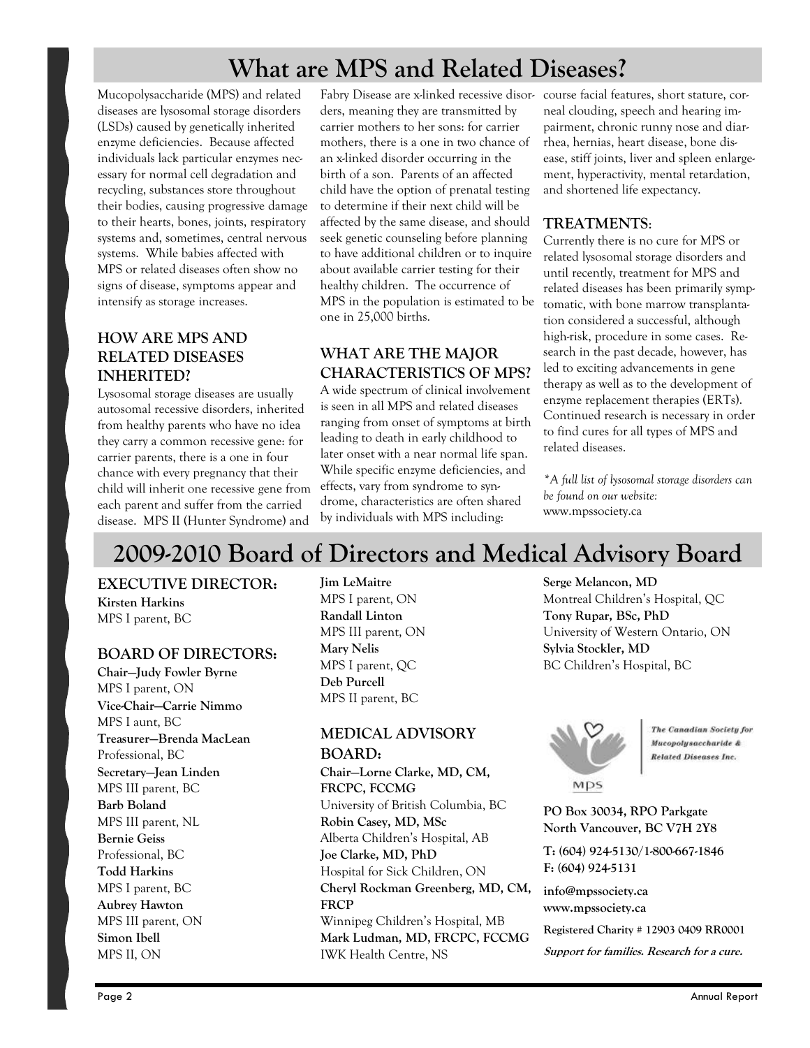# What are MPS and Related Diseases?

Mucopolysaccharide (MPS) and related diseases are lysosomal storage disorders (LSDs) caused by genetically inherited enzyme deficiencies. Because affected individuals lack particular enzymes necessary for normal cell degradation and recycling, substances store throughout their bodies, causing progressive damage to their hearts, bones, joints, respiratory systems and, sometimes, central nervous systems. While babies affected with MPS or related diseases often show no signs of disease, symptoms appear and intensify as storage increases.

### HOW ARE MPS AND RELATED DISEASES INHERITED?

Lysosomal storage diseases are usually autosomal recessive disorders, inherited from healthy parents who have no idea they carry a common recessive gene: for carrier parents, there is a one in four chance with every pregnancy that their child will inherit one recessive gene from each parent and suffer from the carried disease. MPS II (Hunter Syndrome) and Fabry Disease are x-linked recessive disorders, meaning they are transmitted by carrier mothers to her sons: for carrier mothers, there is a one in two chance of an x-linked disorder occurring in the birth of a son. Parents of an affected child have the option of prenatal testing to determine if their next child will be affected by the same disease, and should seek genetic counseling before planning to have additional children or to inquire about available carrier testing for their healthy children. The occurrence of MPS in the population is estimated to be one in 25,000 births.

### WHAT ARE THE MAJOR CHARACTERISTICS OF MPS?

A wide spectrum of clinical involvement is seen in all MPS and related diseases ranging from onset of symptoms at birth leading to death in early childhood to later onset with a near normal life span. While specific enzyme deficiencies, and effects, vary from syndrome to syndrome, characteristics are often shared by individuals with MPS including: course facial features, short stature, corneal clouding, speech and hearing impairment, chronic runny nose and diarrhea, hernias, heart disease, bone disease, stiff joints, liver and spleen enlargement, hyperactivity, mental retardation, and shortened life expectancy.

### TREATMENTS:

Currently there is no cure for MPS or related lysosomal storage disorders and until recently, treatment for MPS and related diseases has been primarily symptomatic, with bone marrow transplantation considered a successful, although high-risk, procedure in some cases. Research in the past decade, however, has led to exciting advancements in gene therapy as well as to the development of enzyme replacement therapies (ERTs). Continued research is necessary in order to find cures for all types of MPS and related diseases.

*\*A full list of lysosomal storage disorders can be found on our website:* www.mpssociety.ca

# 2009-2010 Board of Directors and Medical Advisory Board

### EXECUTIVE DIRECTOR:

**Kirsten Harkins**
MPS I parent, BC

### BOARD OF DIRECTORS:

**Chair—Judy Fowler Byrne**
MPS I parent, ON

**Vice-Chair—Carrie Nimmo**
MPS I aunt, BC

**Treasurer—Brenda MacLean**
Professional, BC

**Secretary—Jean Linden**
MPS III parent, BC

**Barb Boland**
MPS III parent, NL

**Bernie Geiss**
Professional, BC

**Todd Harkins**
MPS I parent, BC

**Aubrey Hawton**
MPS III parent, ON

**Simon Ibell**
MPS II, ON

**Jim LeMaitre**
MPS I parent, ON

**Randall Linton**
MPS III parent, ON

**Mary Nelis**
MPS I parent, QC

**Deb Purcell**
MPS II parent, BC

### MEDICAL ADVISORY BOARD:

**Chair—Lorne Clarke, MD, CM, FRCPC, FCCMG**
University of British Columbia, BC

**Robin Casey, MD, MSc**
Alberta Children's Hospital, AB

**Joe Clarke, MD, PhD**
Hospital for Sick Children, ON

**Cheryl Rockman Greenberg, MD, CM, FRCP**
Winnipeg Children's Hospital, MB

**Mark Ludman, MD, FRCPC, FCCMG**
IWK Health Centre, NS

**Serge Melancon, MD**
Montreal Children's Hospital, QC

**Tony Rupar, BSc, PhD**
University of Western Ontario, ON

**Sylvia Stockler, MD**
BC Children's Hospital, BC

*The Canadian Society for Mucopolysaccharide & Related Diseases Inc.*

MPS

**PO Box 30034, RPO Parkgate**
**North Vancouver, BC V7H 2Y8**

**T: (604) 924-5130/1-800-667-1846**
**F: (604) 924-5131**

**info@mpssociety.ca**
**www.mpssociety.ca**

**Registered Charity # 12903 0409 RR0001**

***Support for families. Research for a cure.***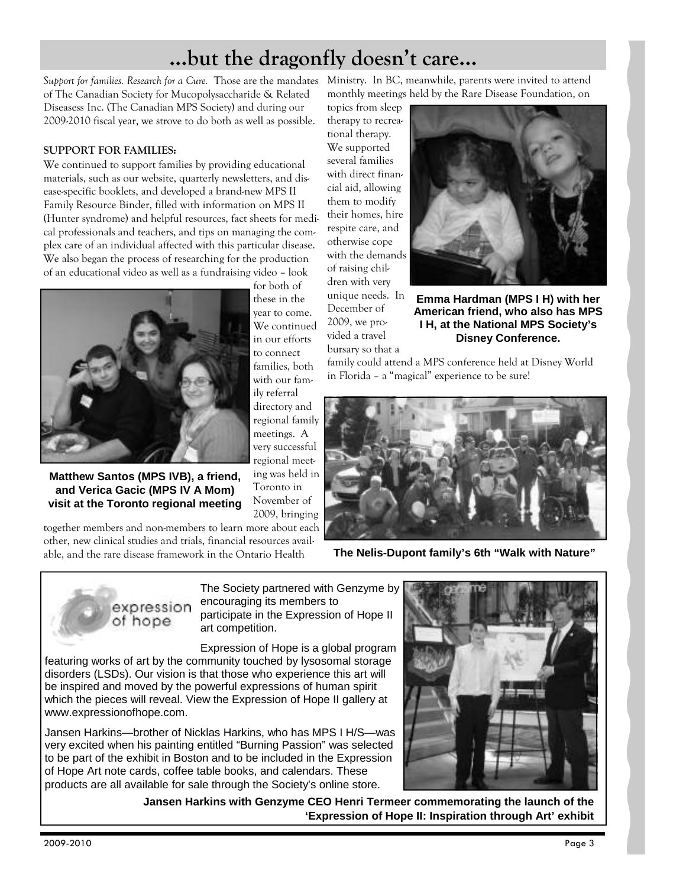# ...but the dragonfly doesn't care...

*Support for families. Research for a Cure.* Those are the mandates of The Canadian Society for Mucopolysaccharide & Related Diseasess Inc. (The Canadian MPS Society) and during our 2009-2010 fiscal year, we strove to do both as well as possible.

**SUPPORT FOR FAMILIES:**

We continued to support families by providing educational materials, such as our website, quarterly newsletters, and disease-specific booklets, and developed a brand-new MPS II Family Resource Binder, filled with information on MPS II (Hunter syndrome) and helpful resources, fact sheets for medical professionals and teachers, and tips on managing the complex care of an individual affected with this particular disease. We also began the process of researching for the production of an educational video as well as a fundraising video – look for both of these in the year to come. We continued in our efforts to connect families, both with our family referral directory and regional family meetings. A very successful regional meeting was held in Toronto in November of 2009, bringing together members and non-members to learn more about each other, new clinical studies and trials, financial resources available, and the rare disease framework in the Ontario Health Ministry. In BC, meanwhile, parents were invited to attend monthly meetings held by the Rare Disease Foundation, on topics from sleep therapy to recreational therapy. We supported several families with direct financial aid, allowing them to modify their homes, hire respite care, and otherwise cope with the demands of raising children with very unique needs. In December of 2009, we provided a travel bursary so that a family could attend a MPS conference held at Disney World in Florida – a "magical" experience to be sure!

**Matthew Santos (MPS IVB), a friend, and Verica Gacic (MPS IV A Mom) visit at the Toronto regional meeting**

**Emma Hardman (MPS I H) with her American friend, who also has MPS I H, at the National MPS Society's Disney Conference.**

**The Nelis-Dupont family's 6th "Walk with Nature"**

The Society partnered with Genzyme by encouraging its members to participate in the Expression of Hope II art competition.

Expression of Hope is a global program featuring works of art by the community touched by lysosomal storage disorders (LSDs). Our vision is that those who experience this art will be inspired and moved by the powerful expressions of human spirit which the pieces will reveal. View the Expression of Hope II gallery at www.expressionofhope.com.

Jansen Harkins—brother of Nicklas Harkins, who has MPS I H/S—was very excited when his painting entitled "Burning Passion" was selected to be part of the exhibit in Boston and to be included in the Expression of Hope Art note cards, coffee table books, and calendars. These products are all available for sale through the Society's online store.

**Jansen Harkins with Genzyme CEO Henri Termeer commemorating the launch of the 'Expression of Hope II: Inspiration through Art' exhibit**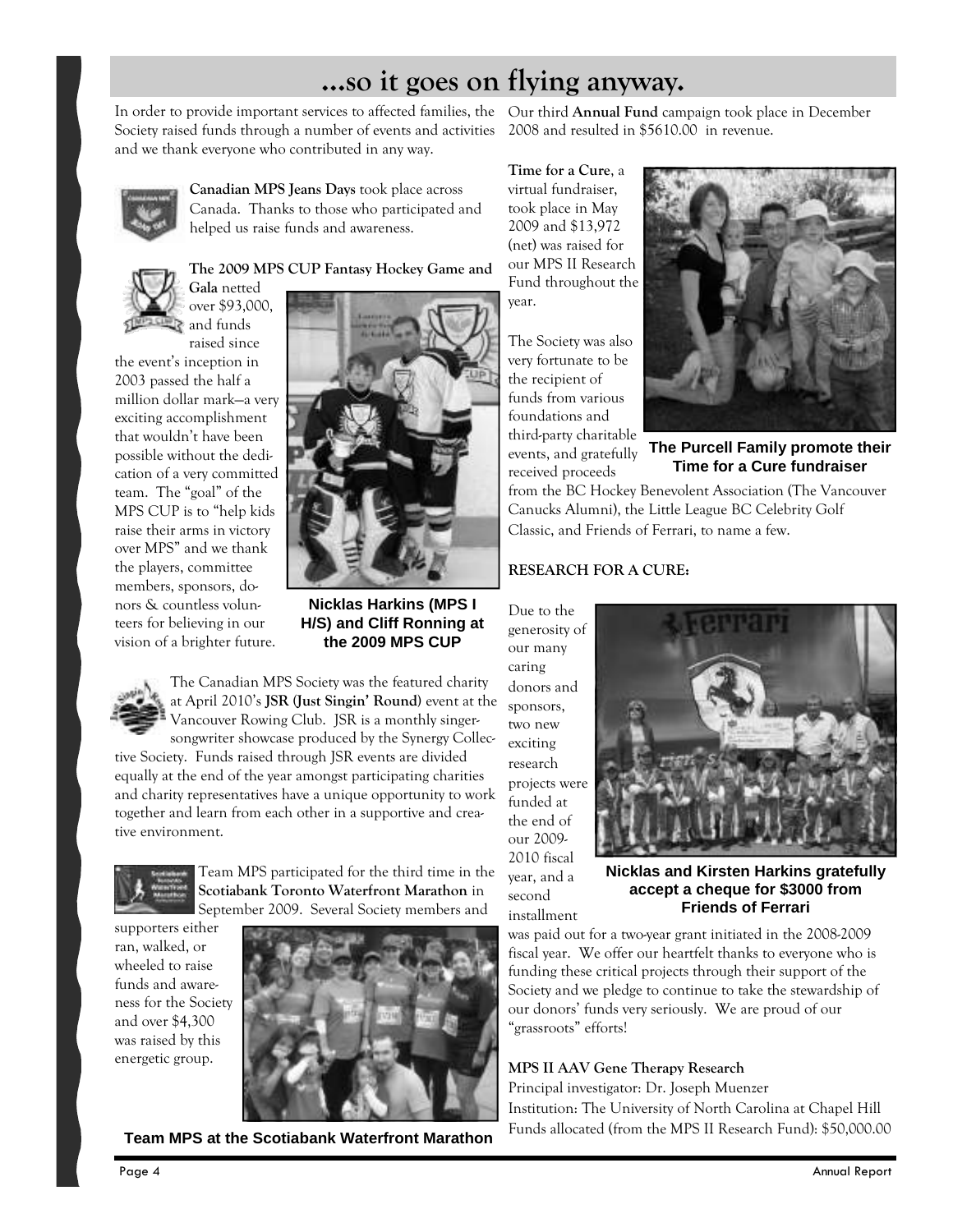# ...so it goes on flying anyway.

In order to provide important services to affected families, the Society raised funds through a number of events and activities and we thank everyone who contributed in any way.

**Canadian MPS Jeans Days** took place across Canada. Thanks to those who participated and helped us raise funds and awareness.

**The 2009 MPS CUP Fantasy Hockey Game and Gala** netted over $93,000, and funds raised since the event's inception in 2003 passed the half a million dollar mark—a very exciting accomplishment that wouldn't have been possible without the dedication of a very committed team. The "goal" of the MPS CUP is to "help kids raise their arms in victory over MPS" and we thank the players, committee members, sponsors, donors & countless volunteers for believing in our vision of a brighter future.

**Nicklas Harkins (MPS I H/S) and Cliff Ronning at the 2009 MPS CUP**

The Canadian MPS Society was the featured charity at April 2010's **JSR (Just Singin' Round)** event at the Vancouver Rowing Club. JSR is a monthly singer-songwriter showcase produced by the Synergy Collective Society. Funds raised through JSR events are divided equally at the end of the year amongst participating charities and charity representatives have a unique opportunity to work together and learn from each other in a supportive and creative environment.

Team MPS participated for the third time in the **Scotiabank Toronto Waterfront Marathon** in September 2009. Several Society members and supporters either ran, walked, or wheeled to raise funds and awareness for the Society and over $4,300 was raised by this energetic group.

**Team MPS at the Scotiabank Waterfront Marathon**

Our third **Annual Fund** campaign took place in December 2008 and resulted in $5610.00 in revenue.

**Time for a Cure**, a virtual fundraiser, took place in May 2009 and $13,972 (net) was raised for our MPS II Research Fund throughout the year.

**The Purcell Family promote their Time for a Cure fundraiser**

The Society was also very fortunate to be the recipient of funds from various foundations and third-party charitable events, and gratefully received proceeds from the BC Hockey Benevolent Association (The Vancouver Canucks Alumni), the Little League BC Celebrity Golf Classic, and Friends of Ferrari, to name a few.

**RESEARCH FOR A CURE:**

Due to the generosity of our many caring donors and sponsors, two new exciting research projects were funded at the end of our 2009-2010 fiscal year, and a second installment was paid out for a two-year grant initiated in the 2008-2009 fiscal year. We offer our heartfelt thanks to everyone who is funding these critical projects through their support of the Society and we pledge to continue to take the stewardship of our donors' funds very seriously. We are proud of our "grassroots" efforts!

**Nicklas and Kirsten Harkins gratefully accept a cheque for $3000 from Friends of Ferrari**

**MPS II AAV Gene Therapy Research**
Principal investigator: Dr. Joseph Muenzer
Institution: The University of North Carolina at Chapel Hill
Funds allocated (from the MPS II Research Fund): $50,000.00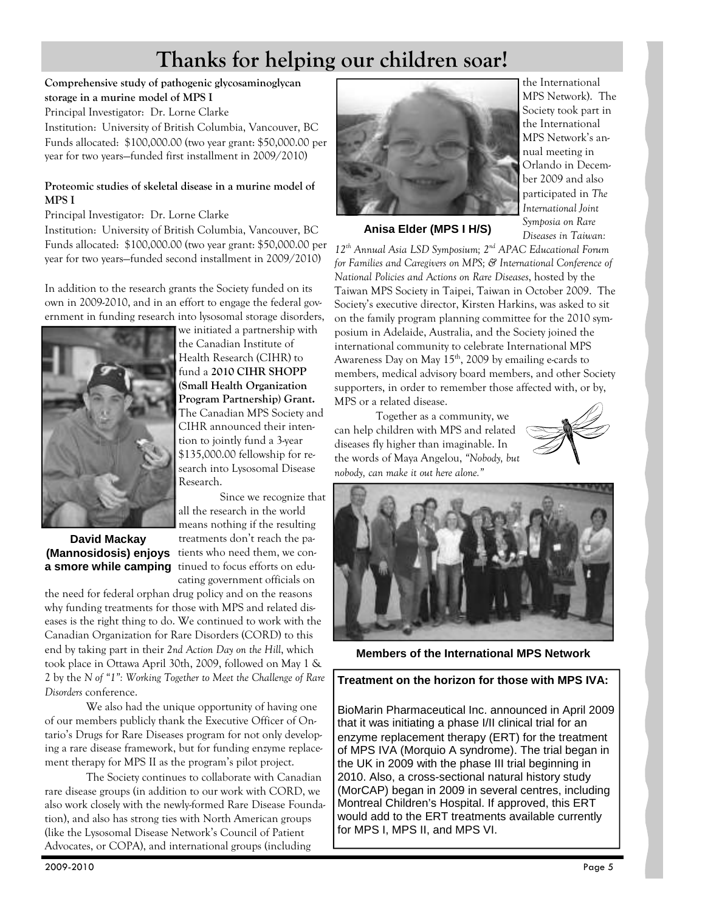# Thanks for helping our children soar!

**Comprehensive study of pathogenic glycosaminoglycan storage in a murine model of MPS I**

Principal Investigator: Dr. Lorne Clarke

Institution: University of British Columbia, Vancouver, BC

Funds allocated: $100,000.00 (two year grant: $50,000.00 per year for two years—funded first installment in 2009/2010)

**Proteomic studies of skeletal disease in a murine model of MPS I**

Principal Investigator: Dr. Lorne Clarke

Institution: University of British Columbia, Vancouver, BC

Funds allocated: $100,000.00 (two year grant: $50,000.00 per year for two years—funded second installment in 2009/2010)

In addition to the research grants the Society funded on its own in 2009-2010, and in an effort to engage the federal government in funding research into lysosomal storage disorders, we initiated a partnership with the Canadian Institute of Health Research (CIHR) to fund a **2010 CIHR SHOPP (Small Health Organization Program Partnership) Grant.** The Canadian MPS Society and CIHR announced their intention to jointly fund a 3-year $135,000.00 fellowship for research into Lysosomal Disease Research.

**David Mackay (Mannosidosis) enjoys a smore while camping**

Since we recognize that all the research in the world means nothing if the resulting treatments don't reach the patients who need them, we continued to focus efforts on educating government officials on the need for federal orphan drug policy and on the reasons why funding treatments for those with MPS and related diseases is the right thing to do. We continued to work with the Canadian Organization for Rare Disorders (CORD) to this end by taking part in their *2nd Action Day on the Hill*, which took place in Ottawa April 30th, 2009, followed on May 1 & 2 by the *N of "1": Working Together to Meet the Challenge of Rare Disorders* conference.

We also had the unique opportunity of having one of our members publicly thank the Executive Officer of Ontario's Drugs for Rare Diseases program for not only developing a rare disease framework, but for funding enzyme replacement therapy for MPS II as the program's pilot project.

The Society continues to collaborate with Canadian rare disease groups (in addition to our work with CORD, we also work closely with the newly-formed Rare Disease Foundation), and also has strong ties with North American groups (like the Lysosomal Disease Network's Council of Patient Advocates, or COPA), and international groups (including the International MPS Network). The Society took part in the International MPS Network's annual meeting in Orlando in December 2009 and also participated in *The International Joint Symposia on Rare Diseases in Taiwan: 12th Annual Asia LSD Symposium; 2nd APAC Educational Forum for Families and Caregivers on MPS; & International Conference of National Policies and Actions on Rare Diseases*, hosted by the Taiwan MPS Society in Taipei, Taiwan in October 2009. The Society's executive director, Kirsten Harkins, was asked to sit on the family program planning committee for the 2010 symposium in Adelaide, Australia, and the Society joined the international community to celebrate International MPS Awareness Day on May 15th, 2009 by emailing e-cards to members, medical advisory board members, and other Society supporters, in order to remember those affected with, or by, MPS or a related disease.

**Anisa Elder (MPS I H/S)**

Together as a community, we can help children with MPS and related diseases fly higher than imaginable. In the words of Maya Angelou, *"Nobody, but nobody, can make it out here alone."*

**Members of the International MPS Network**

**Treatment on the horizon for those with MPS IVA:**

BioMarin Pharmaceutical Inc. announced in April 2009 that it was initiating a phase I/II clinical trial for an enzyme replacement therapy (ERT) for the treatment of MPS IVA (Morquio A syndrome). The trial began in the UK in 2009 with the phase III trial beginning in 2010. Also, a cross-sectional natural history study (MorCAP) began in 2009 in several centres, including Montreal Children's Hospital. If approved, this ERT would add to the ERT treatments available currently for MPS I, MPS II, and MPS VI.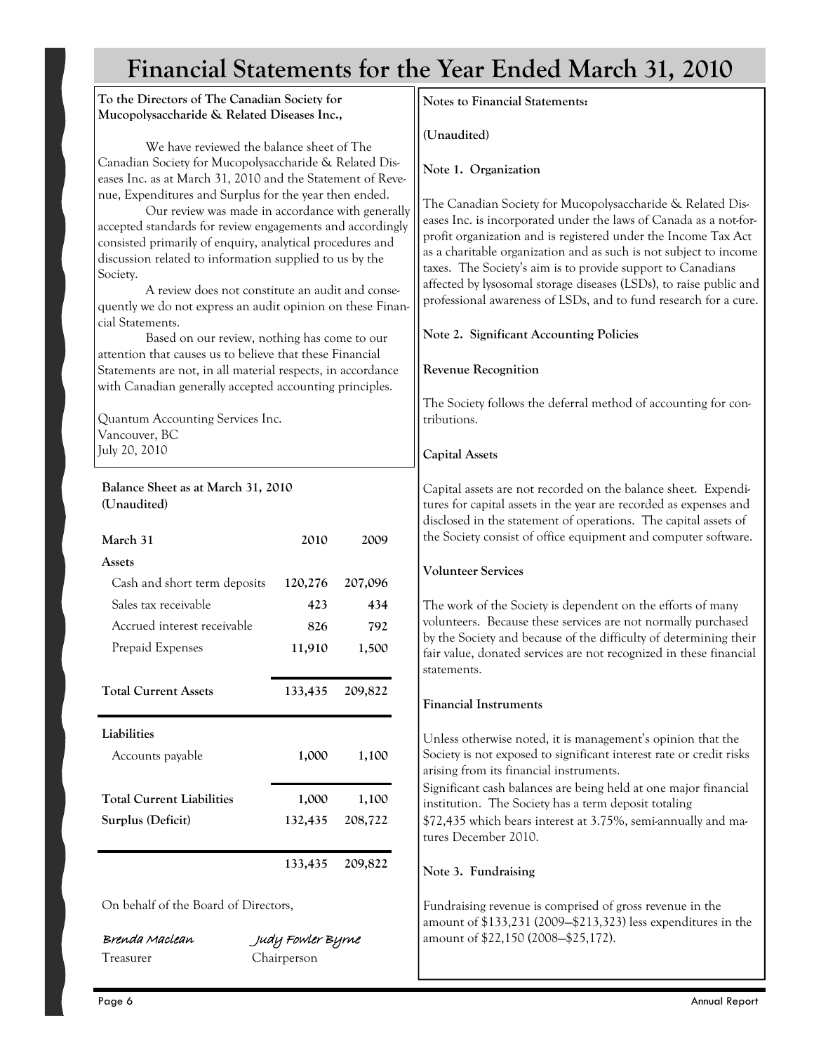# Financial Statements for the Year Ended March 31, 2010

**To the Directors of The Canadian Society for Mucopolysaccharide & Related Diseases Inc.,**

We have reviewed the balance sheet of The Canadian Society for Mucopolysaccharide & Related Diseases Inc. as at March 31, 2010 and the Statement of Revenue, Expenditures and Surplus for the year then ended.

Our review was made in accordance with generally accepted standards for review engagements and accordingly consisted primarily of enquiry, analytical procedures and discussion related to information supplied to us by the Society.

A review does not constitute an audit and consequently we do not express an audit opinion on these Financial Statements.

Based on our review, nothing has come to our attention that causes us to believe that these Financial Statements are not, in all material respects, in accordance with Canadian generally accepted accounting principles.

Quantum Accounting Services Inc.
Vancouver, BC
July 20, 2010

**Balance Sheet as at March 31, 2010**
**(Unaudited)**

| March 31 | 2010 | 2009 |
|---|---|---|
| **Assets** | | |
| Cash and short term deposits | **120,276** | 207,096 |
| Sales tax receivable | **423** | 434 |
| Accrued interest receivable | **826** | 792 |
| Prepaid Expenses | **11,910** | 1,500 |
| **Total Current Assets** | 133,435 | 209,822 |
| **Liabilities** | | |
| Accounts payable | 1,000 | 1,100 |
| **Total Current Liabilities** | 1,000 | 1,100 |
| **Surplus (Deficit)** | 132,435 | 208,722 |
| | 133,435 | 209,822 |

On behalf of the Board of Directors,

*Brenda Maclean* — Treasurer
*Judy Fowler Byrne* — Chairperson

**Notes to Financial Statements:**

**(Unaudited)**

**Note 1. Organization**

The Canadian Society for Mucopolysaccharide & Related Diseases Inc. is incorporated under the laws of Canada as a not-for-profit organization and is registered under the Income Tax Act as a charitable organization and as such is not subject to income taxes. The Society's aim is to provide support to Canadians affected by lysosomal storage diseases (LSDs), to raise public and professional awareness of LSDs, and to fund research for a cure.

**Note 2. Significant Accounting Policies**

**Revenue Recognition**

The Society follows the deferral method of accounting for contributions.

**Capital Assets**

Capital assets are not recorded on the balance sheet. Expenditures for capital assets in the year are recorded as expenses and disclosed in the statement of operations. The capital assets of the Society consist of office equipment and computer software.

**Volunteer Services**

The work of the Society is dependent on the efforts of many volunteers. Because these services are not normally purchased by the Society and because of the difficulty of determining their fair value, donated services are not recognized in these financial statements.

**Financial Instruments**

Unless otherwise noted, it is management's opinion that the Society is not exposed to significant interest rate or credit risks arising from its financial instruments.

Significant cash balances are being held at one major financial institution. The Society has a term deposit totaling $72,435 which bears interest at 3.75%, semi-annually and matures December 2010.

**Note 3. Fundraising**

Fundraising revenue is comprised of gross revenue in the amount of $133,231 (2009—$213,323) less expenditures in the amount of $22,150 (2008—$25,172).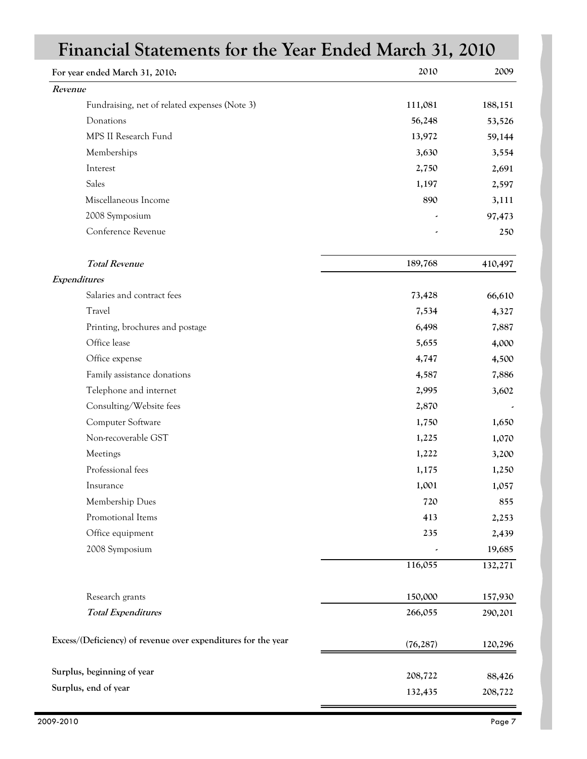# Financial Statements for the Year Ended March 31, 2010

| For year ended March 31, 2010: | 2010 | 2009 |
|---|---|---|
| ***Revenue*** | | |
| Fundraising, net of related expenses (Note 3) | 111,081 | 188,151 |
| Donations | 56,248 | 53,526 |
| MPS II Research Fund | 13,972 | 59,144 |
| Memberships | 3,630 | 3,554 |
| Interest | 2,750 | 2,691 |
| Sales | 1,197 | 2,597 |
| Miscellaneous Income | 890 | 3,111 |
| 2008 Symposium | - | 97,473 |
| Conference Revenue | - | 250 |
| ***Total Revenue*** | 189,768 | 410,497 |
| ***Expenditures*** | | |
| Salaries and contract fees | 73,428 | 66,610 |
| Travel | 7,534 | 4,327 |
| Printing, brochures and postage | 6,498 | 7,887 |
| Office lease | 5,655 | 4,000 |
| Office expense | 4,747 | 4,500 |
| Family assistance donations | 4,587 | 7,886 |
| Telephone and internet | 2,995 | 3,602 |
| Consulting/Website fees | 2,870 | - |
| Computer Software | 1,750 | 1,650 |
| Non-recoverable GST | 1,225 | 1,070 |
| Meetings | 1,222 | 3,200 |
| Professional fees | 1,175 | 1,250 |
| Insurance | 1,001 | 1,057 |
| Membership Dues | 720 | 855 |
| Promotional Items | 413 | 2,253 |
| Office equipment | 235 | 2,439 |
| 2008 Symposium | - | 19,685 |
| | 116,055 | 132,271 |
| Research grants | 150,000 | 157,930 |
| ***Total Expenditures*** | 266,055 | 290,201 |
| **Excess/(Deficiency) of revenue over expenditures for the year** | (76,287) | 120,296 |
| **Surplus, beginning of year** | 208,722 | 88,426 |
| **Surplus, end of year** | 132,435 | 208,722 |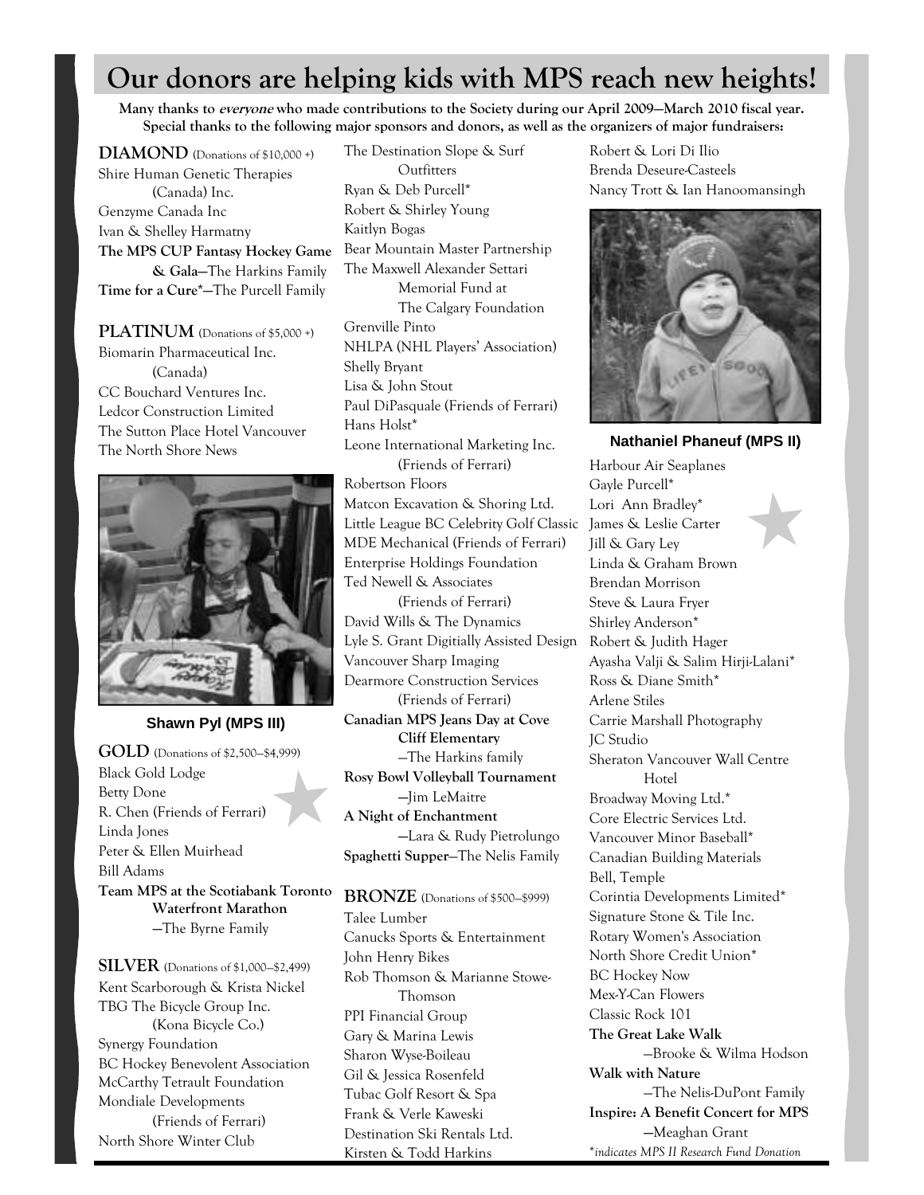# Our donors are helping kids with MPS reach new heights!

**Many thanks to *everyone* who made contributions to the Society during our April 2009—March 2010 fiscal year. Special thanks to the following major sponsors and donors, as well as the organizers of major fundraisers:**

## DIAMOND (Donations of $10,000 +)

Shire Human Genetic Therapies (Canada) Inc.
Genzyme Canada Inc
Ivan & Shelley Harmatny
**The MPS CUP Fantasy Hockey Game & Gala**—The Harkins Family
**Time for a Cure***—The Purcell Family

## PLATINUM (Donations of $5,000 +)

Biomarin Pharmaceutical Inc. (Canada)
CC Bouchard Ventures Inc.
Ledcor Construction Limited
The Sutton Place Hotel Vancouver
The North Shore News

**Shawn Pyl (MPS III)**

## GOLD (Donations of $2,500–$4,999)

Black Gold Lodge
Betty Done
R. Chen (Friends of Ferrari)
Linda Jones
Peter & Ellen Muirhead
Bill Adams
**Team MPS at the Scotiabank Toronto Waterfront Marathon** —The Byrne Family

## SILVER (Donations of $1,000–$2,499)

Kent Scarborough & Krista Nickel
TBG The Bicycle Group Inc. (Kona Bicycle Co.)
Synergy Foundation
BC Hockey Benevolent Association
McCarthy Tetrault Foundation
Mondiale Developments (Friends of Ferrari)
North Shore Winter Club
The Destination Slope & Surf Outfitters
Ryan & Deb Purcell*
Robert & Shirley Young
Kaitlyn Bogas
Bear Mountain Master Partnership
The Maxwell Alexander Settari Memorial Fund at The Calgary Foundation
Grenville Pinto
NHLPA (NHL Players' Association)
Shelly Bryant
Lisa & John Stout
Paul DiPasquale (Friends of Ferrari)
Hans Holst*
Leone International Marketing Inc. (Friends of Ferrari)
Robertson Floors
Matcon Excavation & Shoring Ltd.
Little League BC Celebrity Golf Classic
MDE Mechanical (Friends of Ferrari)
Enterprise Holdings Foundation
Ted Newell & Associates (Friends of Ferrari)
David Wills & The Dynamics
Lyle S. Grant Digitially Assisted Design
Vancouver Sharp Imaging
Dearmore Construction Services (Friends of Ferrari)
**Canadian MPS Jeans Day at Cove Cliff Elementary** —The Harkins family
**Rosy Bowl Volleyball Tournament** —Jim LeMaitre
**A Night of Enchantment** —Lara & Rudy Pietrolungo
**Spaghetti Supper**—The Nelis Family

## BRONZE (Donations of $500–$999)

Talee Lumber
Canucks Sports & Entertainment
John Henry Bikes
Rob Thomson & Marianne Stowe-Thomson
PPI Financial Group
Gary & Marina Lewis
Sharon Wyse-Boileau
Gil & Jessica Rosenfeld
Tubac Golf Resort & Spa
Frank & Verle Kaweski
Destination Ski Rentals Ltd.
Kirsten & Todd Harkins
Robert & Lori Di Ilio
Brenda Deseure-Casteels
Nancy Trott & Ian Hanoomansingh

**Nathaniel Phaneuf (MPS II)**

Harbour Air Seaplanes
Gayle Purcell*
Lori Ann Bradley*
James & Leslie Carter
Jill & Gary Ley
Linda & Graham Brown
Brendan Morrison
Steve & Laura Fryer
Shirley Anderson*
Robert & Judith Hager
Ayasha Valji & Salim Hirji-Lalani*
Ross & Diane Smith*
Arlene Stiles
Carrie Marshall Photography
JC Studio
Sheraton Vancouver Wall Centre Hotel
Broadway Moving Ltd.*
Core Electric Services Ltd.
Vancouver Minor Baseball*
Canadian Building Materials
Bell, Temple
Corintia Developments Limited*
Signature Stone & Tile Inc.
Rotary Women's Association
North Shore Credit Union*
BC Hockey Now
Mex-Y-Can Flowers
Classic Rock 101
**The Great Lake Walk** —Brooke & Wilma Hodson
**Walk with Nature** —The Nelis-DuPont Family
**Inspire: A Benefit Concert for MPS** —Meaghan Grant

**indicates MPS II Research Fund Donation*